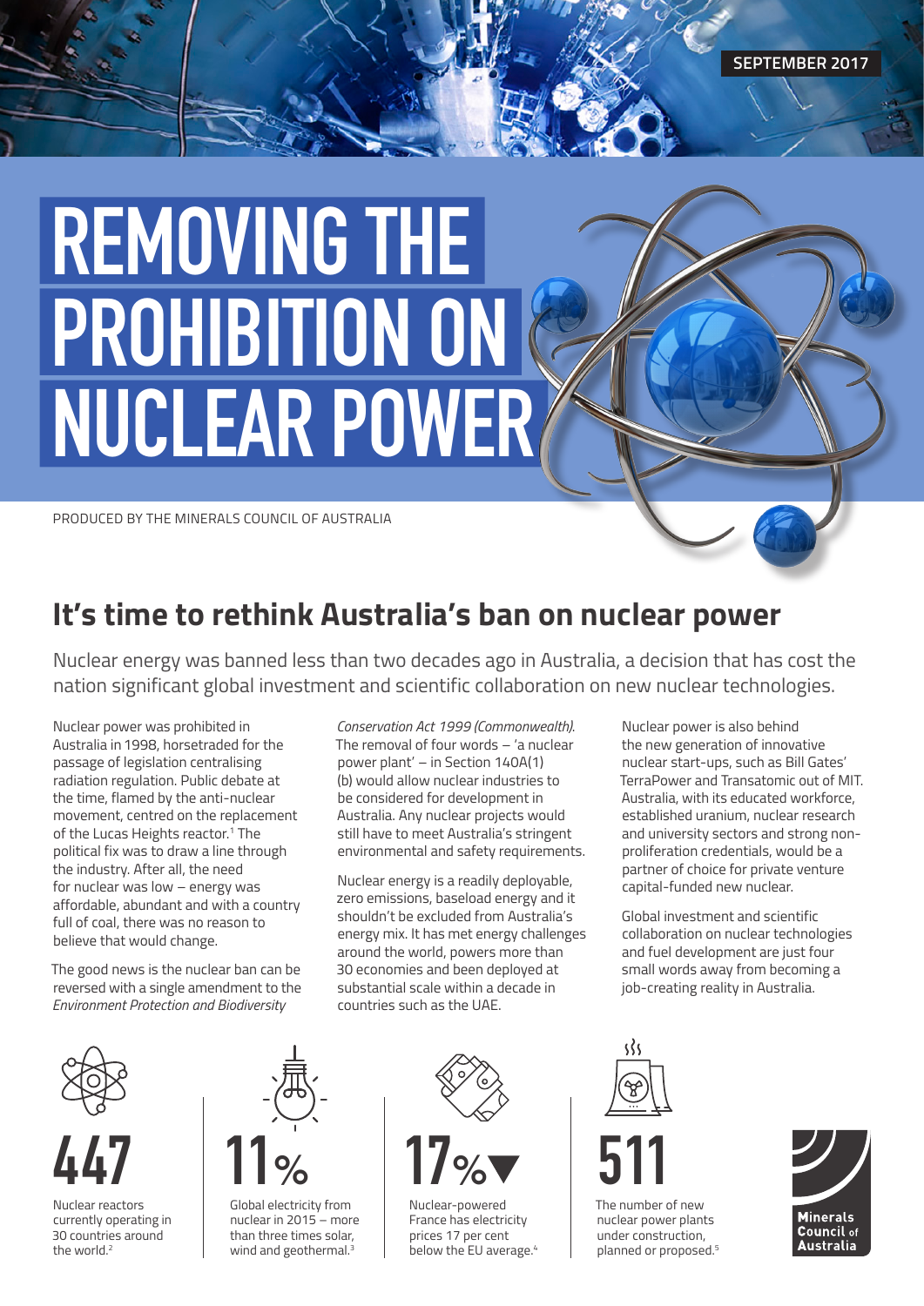SEPTEMBER 2017

# REMOVING THE PROHIBITION ON NUCLEAR POWER

PRODUCED BY THE MINERALS COUNCIL OF AUSTRALIA

## It's time to rethink Australia's ban on nuclear power

Nuclear energy was banned less than two decades ago in Australia, a decision that has cost the nation significant global investment and scientific collaboration on new nuclear technologies.

Nuclear power was prohibited in Australia in 1998, horsetraded for the passage of legislation centralising radiation regulation. Public debate at the time, flamed by the anti-nuclear movement, centred on the replacement of the Lucas Heights reactor.[1] The political fix was to draw a line through the industry. After all, the need for nuclear was low – energy was affordable, abundant and with a country full of coal, there was no reason to believe that would change.

The good news is the nuclear ban can be reversed with a single amendment to the *Environment Protection and Biodiversity Conservation Act 1999 (Commonwealth).* The removal of four words – 'a nuclear power plant' – in Section 140A(1)(b) would allow nuclear industries to be considered for development in Australia. Any nuclear projects would still have to meet Australia's stringent environmental and safety requirements.

Nuclear energy is a readily deployable, zero emissions, baseload energy and it shouldn't be excluded from Australia's energy mix. It has met energy challenges around the world, powers more than 30 economies and been deployed at substantial scale within a decade in countries such as the UAE.

Nuclear power is also behind the new generation of innovative nuclear start-ups, such as Bill Gates' TerraPower and Transatomic out of MIT. Australia, with its educated workforce, established uranium, nuclear research and university sectors and strong non-proliferation credentials, would be a partner of choice for private venture capital-funded new nuclear.

Global investment and scientific collaboration on nuclear technologies and fuel development are just four small words away from becoming a job-creating reality in Australia.

**447**
Nuclear reactors currently operating in 30 countries around the world.[2]

**11%**
Global electricity from nuclear in 2015 – more than three times solar, wind and geothermal.[3]

**17% ▼**
Nuclear-powered France has electricity prices 17 per cent below the EU average.[4]

**511**
The number of new nuclear power plants under construction, planned or proposed.[5]

Minerals Council of Australia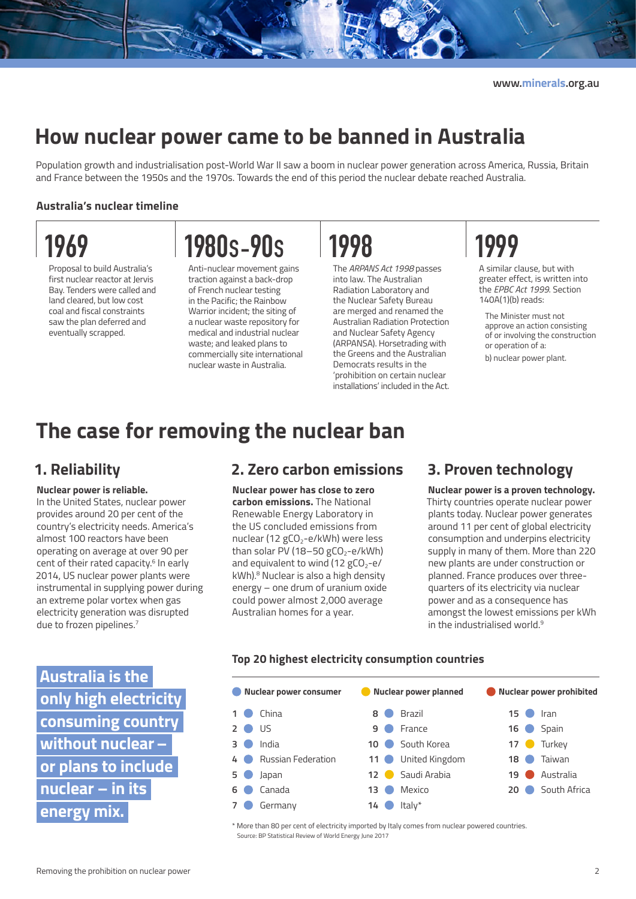# How nuclear power came to be banned in Australia

Population growth and industrialisation post-World War II saw a boom in nuclear power generation across America, Russia, Britain and France between the 1950s and the 1970s. Towards the end of this period the nuclear debate reached Australia.

### Australia's nuclear timeline

**1969**

Proposal to build Australia's first nuclear reactor at Jervis Bay. Tenders were called and land cleared, but low cost coal and fiscal constraints saw the plan deferred and eventually scrapped.

**1980s-90s**

Anti-nuclear movement gains traction against a back-drop of French nuclear testing in the Pacific; the Rainbow Warrior incident; the siting of a nuclear waste repository for medical and industrial nuclear waste; and leaked plans to commercially site international nuclear waste in Australia.

**1998**

The *ARPANS Act 1998* passes into law. The Australian Radiation Laboratory and the Nuclear Safety Bureau are merged and renamed the Australian Radiation Protection and Nuclear Safety Agency (ARPANSA). Horsetrading with the Greens and the Australian Democrats results in the 'prohibition on certain nuclear installations' included in the Act.

**1999**

A similar clause, but with greater effect, is written into the *EPBC Act 1999*. Section 140A(1)(b) reads:

> The Minister must not approve an action consisting of or involving the construction or operation of a:
>
> b) nuclear power plant.

# The case for removing the nuclear ban

## 1. Reliability

**Nuclear power is reliable.**
In the United States, nuclear power provides around 20 per cent of the country's electricity needs. America's almost 100 reactors have been operating on average at over 90 per cent of their rated capacity.[6] In early 2014, US nuclear power plants were instrumental in supplying power during an extreme polar vortex when gas electricity generation was disrupted due to frozen pipelines.[7]

## 2. Zero carbon emissions

**Nuclear power has close to zero carbon emissions.** The National Renewable Energy Laboratory in the US concluded emissions from nuclear (12 $gCO_2$-e/kWh) were less than solar PV (18–50 $gCO_2$-e/kWh) and equivalent to wind (12 $gCO_2$-e/kWh).[8] Nuclear is also a high density energy – one drum of uranium oxide could power almost 2,000 average Australian homes for a year.

## 3. Proven technology

**Nuclear power is a proven technology.** Thirty countries operate nuclear power plants today. Nuclear power generates around 11 per cent of global electricity consumption and underpins electricity supply in many of them. More than 220 new plants are under construction or planned. France produces over three-quarters of its electricity via nuclear power and as a consequence has amongst the lowest emissions per kWh in the industrialised world.[9]

**Australia is the only high electricity consuming country without nuclear – or plans to include nuclear – in its energy mix.**

### Top 20 highest electricity consumption countries

Legend: Nuclear power consumer (blue) · Nuclear power planned (yellow) · Nuclear power prohibited (red)

| Rank | Country | Status |
|---|---|---|
| 1 | China | Nuclear power consumer |
| 2 | US | Nuclear power consumer |
| 3 | India | Nuclear power consumer |
| 4 | Russian Federation | Nuclear power consumer |
| 5 | Japan | Nuclear power consumer |
| 6 | Canada | Nuclear power consumer |
| 7 | Germany | Nuclear power consumer |
| 8 | Brazil | Nuclear power consumer |
| 9 | France | Nuclear power consumer |
| 10 | South Korea | Nuclear power consumer |
| 11 | United Kingdom | Nuclear power consumer |
| 12 | Saudi Arabia | Nuclear power planned |
| 13 | Mexico | Nuclear power consumer |
| 14 | Italy* | Nuclear power consumer |
| 15 | Iran | Nuclear power consumer |
| 16 | Spain | Nuclear power consumer |
| 17 | Turkey | Nuclear power planned |
| 18 | Taiwan | Nuclear power consumer |
| 19 | Australia | Nuclear power prohibited |
| 20 | South Africa | Nuclear power consumer |

\* More than 80 per cent of electricity imported by Italy comes from nuclear powered countries.
Source: BP Statistical Review of World Energy June 2017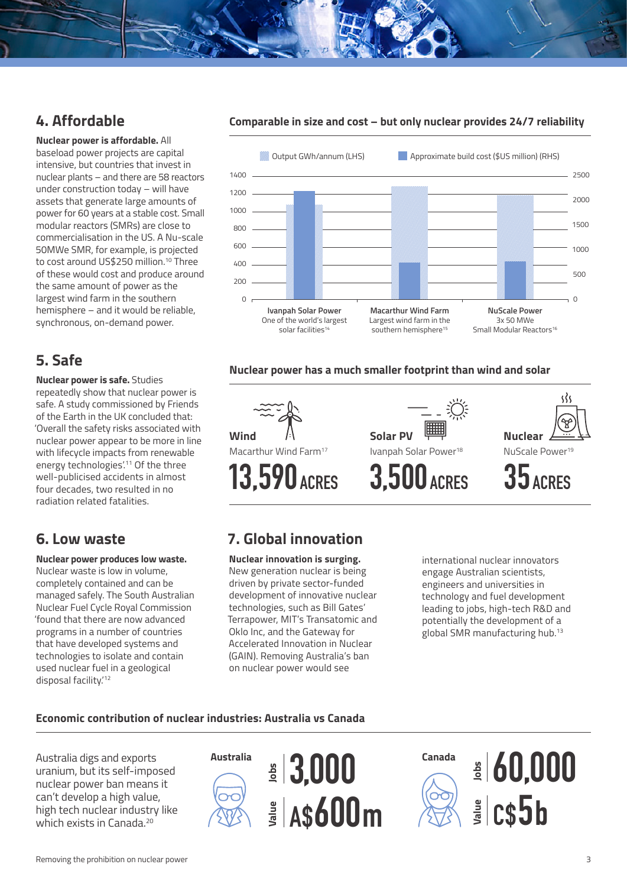## 4. Affordable

**Nuclear power is affordable.** All baseload power projects are capital intensive, but countries that invest in nuclear plants – and there are 58 reactors under construction today – will have assets that generate large amounts of power for 60 years at a stable cost. Small modular reactors (SMRs) are close to commercialisation in the US. A Nu-scale 50MWe SMR, for example, is projected to cost around US$250 million.[10] Three of these would cost and produce around the same amount of power as the largest wind farm in the southern hemisphere – and it would be reliable, synchronous, on-demand power.

### Comparable in size and cost – but only nuclear provides 24/7 reliability

Output GWh/annum (LHS) | Approximate build cost ($US million) (RHS)

- **Ivanpah Solar Power** – One of the world's largest solar facilities[14]
- **Macarthur Wind Farm** – Largest wind farm in the southern hemisphere[15]
- **NuScale Power** – 3x 50 MWe Small Modular Reactors[16]

## 5. Safe

**Nuclear power is safe.** Studies repeatedly show that nuclear power is safe. A study commissioned by Friends of the Earth in the UK concluded that: 'Overall the safety risks associated with nuclear power appear to be more in line with lifecycle impacts from renewable energy technologies'.[11] Of the three well-publicised accidents in almost four decades, two resulted in no radiation related fatalities.

### Nuclear power has a much smaller footprint than wind and solar

| Wind | Solar PV | Nuclear |
|---|---|---|
| Macarthur Wind Farm[17] | Ivanpah Solar Power[18] | NuScale Power[19] |
| 13,590 ACRES | 3,500 ACRES | 35 ACRES |

## 6. Low waste

**Nuclear power produces low waste.** Nuclear waste is low in volume, completely contained and can be managed safely. The South Australian Nuclear Fuel Cycle Royal Commission 'found that there are now advanced programs in a number of countries that have developed systems and technologies to isolate and contain used nuclear fuel in a geological disposal facility.'[12]

## 7. Global innovation

**Nuclear innovation is surging.** New generation nuclear is being driven by private sector-funded development of innovative nuclear technologies, such as Bill Gates' Terrapower, MIT's Transatomic and Oklo Inc, and the Gateway for Accelerated Innovation in Nuclear (GAIN). Removing Australia's ban on nuclear power would see international nuclear innovators engage Australian scientists, engineers and universities in technology and fuel development leading to jobs, high-tech R&D and potentially the development of a global SMR manufacturing hub.[13]

### Economic contribution of nuclear industries: Australia vs Canada

Australia digs and exports uranium, but its self-imposed nuclear power ban means it can't develop a high value, high tech nuclear industry like which exists in Canada.[20]

| | Australia | Canada |
|---|---|---|
| Jobs | 3,000 | 60,000 |
| Value | A$600m | C$5b |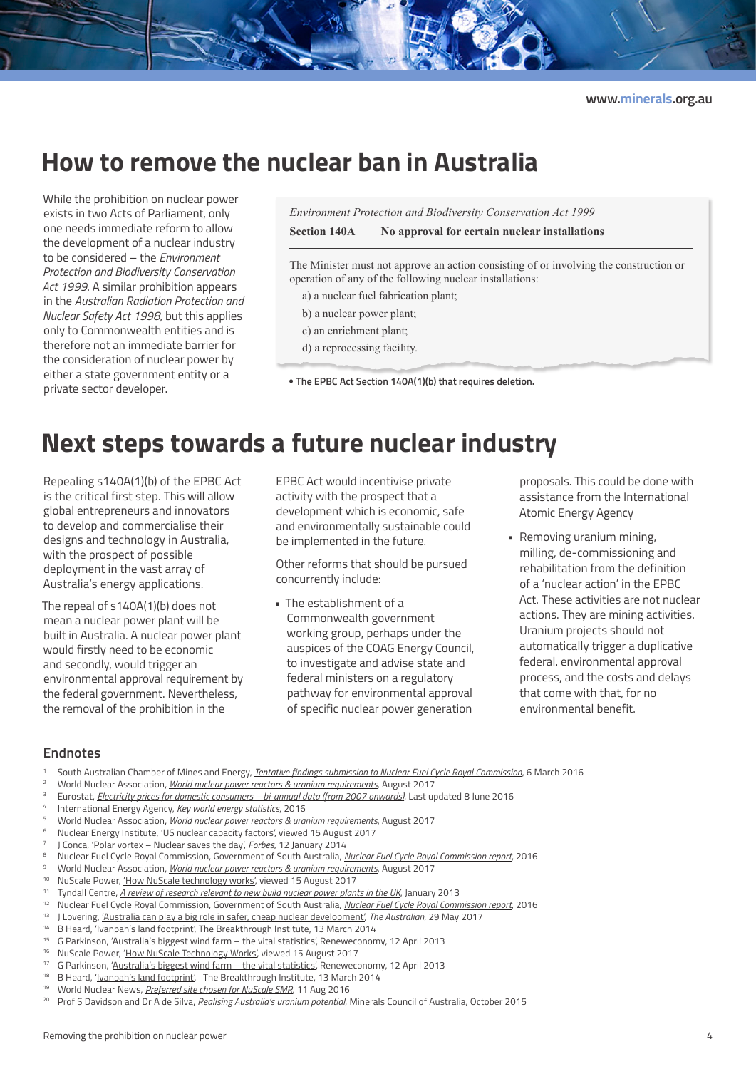# How to remove the nuclear ban in Australia

While the prohibition on nuclear power exists in two Acts of Parliament, only one needs immediate reform to allow the development of a nuclear industry to be considered – the *Environment Protection and Biodiversity Conservation Act 1999*. A similar prohibition appears in the *Australian Radiation Protection and Nuclear Safety Act 1998*, but this applies only to Commonwealth entities and is therefore not an immediate barrier for the consideration of nuclear power by either a state government entity or a private sector developer.

*Environment Protection and Biodiversity Conservation Act 1999*

**Section 140A No approval for certain nuclear installations**

The Minister must not approve an action consisting of or involving the construction or operation of any of the following nuclear installations:

a) a nuclear fuel fabrication plant;

b) a nuclear power plant;

c) an enrichment plant;

d) a reprocessing facility.

**• The EPBC Act Section 140A(1)(b) that requires deletion.**

# Next steps towards a future nuclear industry

Repealing s140A(1)(b) of the EPBC Act is the critical first step. This will allow global entrepreneurs and innovators to develop and commercialise their designs and technology in Australia, with the prospect of possible deployment in the vast array of Australia's energy applications.

The repeal of s140A(1)(b) does not mean a nuclear power plant will be built in Australia. A nuclear power plant would firstly need to be economic and secondly, would trigger an environmental approval requirement by the federal government. Nevertheless, the removal of the prohibition in the EPBC Act would incentivise private activity with the prospect that a development which is economic, safe and environmentally sustainable could be implemented in the future.

Other reforms that should be pursued concurrently include:

- The establishment of a Commonwealth government working group, perhaps under the auspices of the COAG Energy Council, to investigate and advise state and federal ministers on a regulatory pathway for environmental approval of specific nuclear power generation proposals. This could be done with assistance from the International Atomic Energy Agency
- Removing uranium mining, milling, de-commissioning and rehabilitation from the definition of a 'nuclear action' in the EPBC Act. These activities are not nuclear actions. They are mining activities. Uranium projects should not automatically trigger a duplicative federal. environmental approval process, and the costs and delays that come with that, for no environmental benefit.

## Endnotes

1. South Australian Chamber of Mines and Energy, *Tentative findings submission to Nuclear Fuel Cycle Royal Commission*, 6 March 2016
2. World Nuclear Association, *World nuclear power reactors & uranium requirements*, August 2017
3. Eurostat, *Electricity prices for domestic consumers – bi-annual data (from 2007 onwards)*, Last updated 8 June 2016
4. International Energy Agency, *Key world energy statistics*, 2016
5. World Nuclear Association, *World nuclear power reactors & uranium requirements*, August 2017
6. Nuclear Energy Institute, 'US nuclear capacity factors', viewed 15 August 2017
7. J Conca, 'Polar vortex – Nuclear saves the day', *Forbes*, 12 January 2014
8. Nuclear Fuel Cycle Royal Commission, Government of South Australia, *Nuclear Fuel Cycle Royal Commission report*, 2016
9. World Nuclear Association, *World nuclear power reactors & uranium requirements*, August 2017
10. NuScale Power, 'How NuScale technology works', viewed 15 August 2017
11. Tyndall Centre, *A review of research relevant to new build nuclear power plants in the UK*, January 2013
12. Nuclear Fuel Cycle Royal Commission, Government of South Australia, *Nuclear Fuel Cycle Royal Commission report*, 2016
13. J Lovering, 'Australia can play a big role in safer, cheap nuclear development', *The Australian*, 29 May 2017
14. B Heard, 'Ivanpah's land footprint', The Breakthrough Institute, 13 March 2014
15. G Parkinson, 'Australia's biggest wind farm – the vital statistics', Reneweconomy, 12 April 2013
16. NuScale Power, 'How NuScale Technology Works', viewed 15 August 2017
17. G Parkinson, 'Australia's biggest wind farm – the vital statistics', Reneweconomy, 12 April 2013
18. B Heard, 'Ivanpah's land footprint', The Breakthrough Institute, 13 March 2014
19. World Nuclear News, *Preferred site chosen for NuScale SMR*, 11 Aug 2016
20. Prof S Davidson and Dr A de Silva, *Realising Australia's uranium potential*, Minerals Council of Australia, October 2015